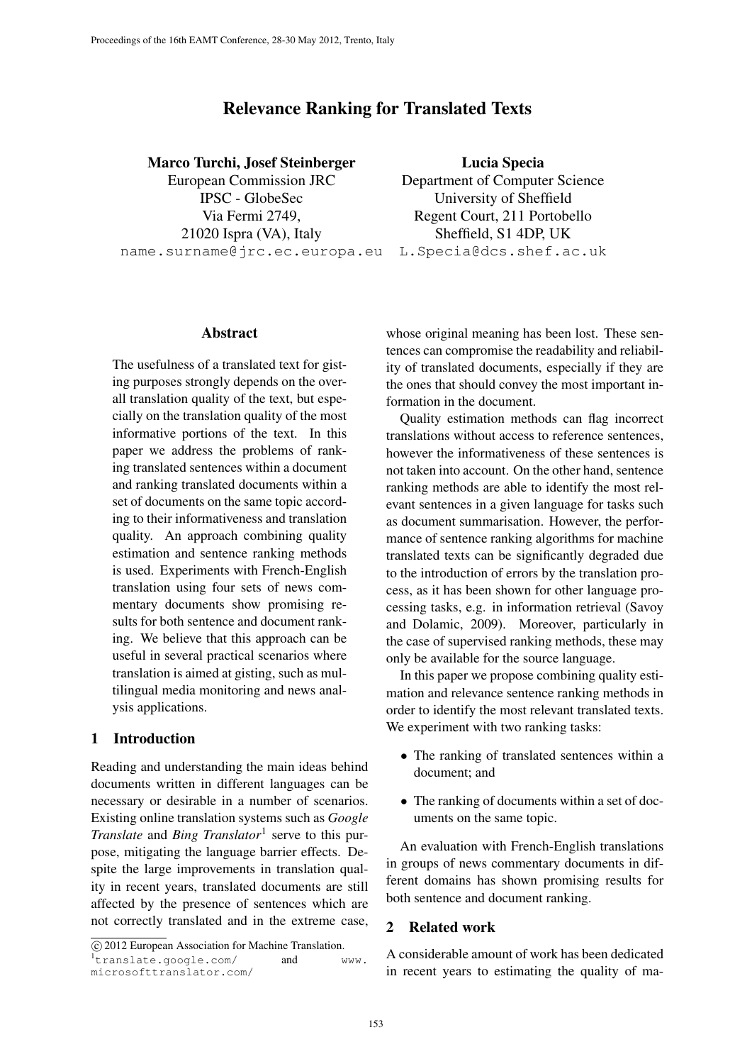# Relevance Ranking for Translated Texts

**Marco Turchi, Josef Steinberger**
European Commission JRC
IPSC - GlobeSec
Via Fermi 2749,
21020 Ispra (VA), Italy
name.surname@jrc.ec.europa.eu

**Lucia Specia**
Department of Computer Science
University of Sheffield
Regent Court, 211 Portobello
Sheffield, S1 4DP, UK
L.Specia@dcs.shef.ac.uk

## Abstract

The usefulness of a translated text for gisting purposes strongly depends on the overall translation quality of the text, but especially on the translation quality of the most informative portions of the text. In this paper we address the problems of ranking translated sentences within a document and ranking translated documents within a set of documents on the same topic according to their informativeness and translation quality. An approach combining quality estimation and sentence ranking methods is used. Experiments with French-English translation using four sets of news commentary documents show promising results for both sentence and document ranking. We believe that this approach can be useful in several practical scenarios where translation is aimed at gisting, such as multilingual media monitoring and news analysis applications.

## 1 Introduction

Reading and understanding the main ideas behind documents written in different languages can be necessary or desirable in a number of scenarios. Existing online translation systems such as *Google Translate* and *Bing Translator*[1] serve to this purpose, mitigating the language barrier effects. Despite the large improvements in translation quality in recent years, translated documents are still affected by the presence of sentences which are not correctly translated and in the extreme case, whose original meaning has been lost. These sentences can compromise the readability and reliability of translated documents, especially if they are the ones that should convey the most important information in the document.

Quality estimation methods can flag incorrect translations without access to reference sentences, however the informativeness of these sentences is not taken into account. On the other hand, sentence ranking methods are able to identify the most relevant sentences in a given language for tasks such as document summarisation. However, the performance of sentence ranking algorithms for machine translated texts can be significantly degraded due to the introduction of errors by the translation process, as it has been shown for other language processing tasks, e.g. in information retrieval (Savoy and Dolamic, 2009). Moreover, particularly in the case of supervised ranking methods, these may only be available for the source language.

In this paper we propose combining quality estimation and relevance sentence ranking methods in order to identify the most relevant translated texts. We experiment with two ranking tasks:

- The ranking of translated sentences within a document; and
- The ranking of documents within a set of documents on the same topic.

An evaluation with French-English translations in groups of news commentary documents in different domains has shown promising results for both sentence and document ranking.

## 2 Related work

A considerable amount of work has been dedicated in recent years to estimating the quality of ma-

© 2012 European Association for Machine Translation.

[1] translate.google.com/ and www.microsofttranslator.com/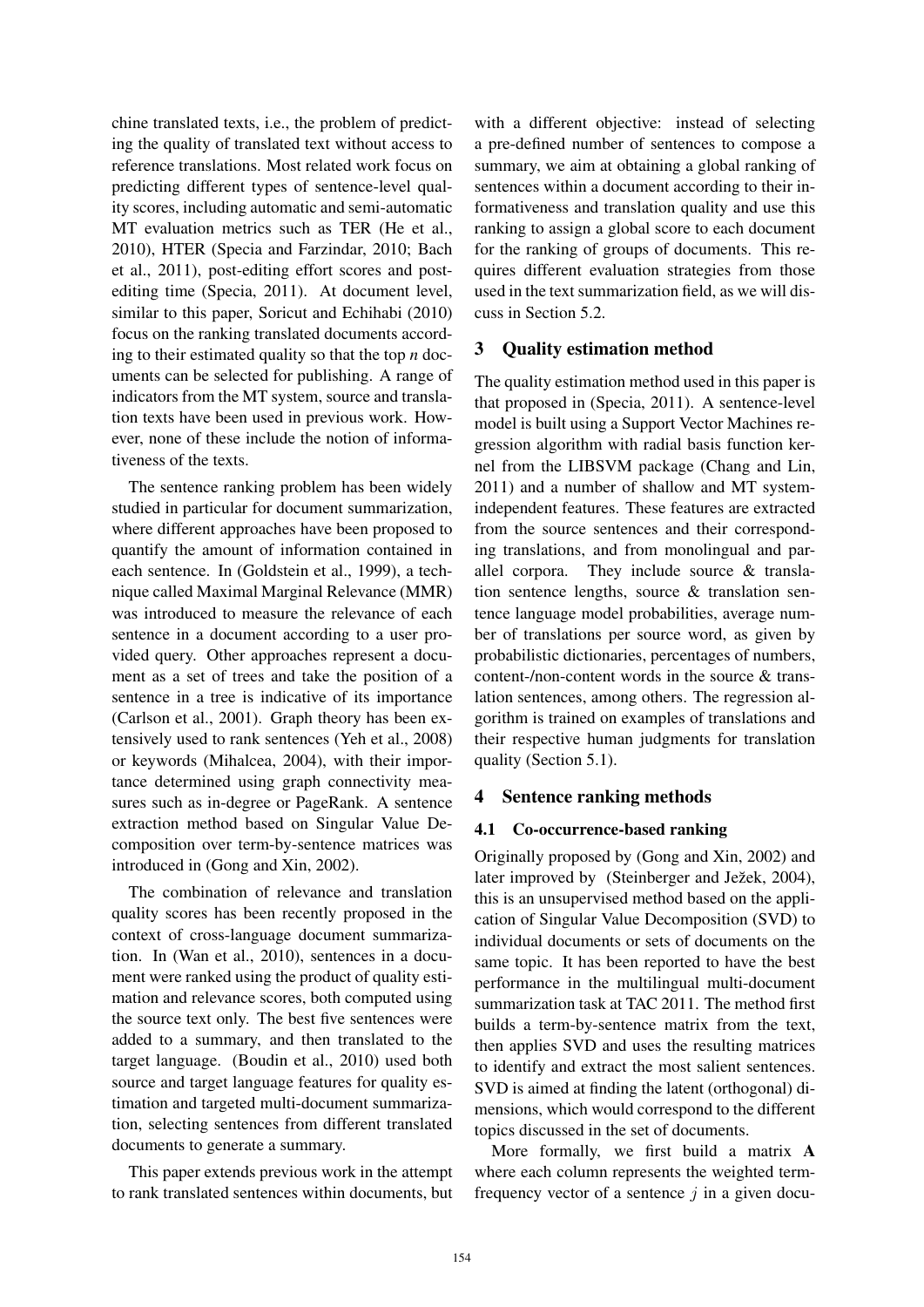chine translated texts, i.e., the problem of predicting the quality of translated text without access to reference translations. Most related work focus on predicting different types of sentence-level quality scores, including automatic and semi-automatic MT evaluation metrics such as TER (He et al., 2010), HTER (Specia and Farzindar, 2010; Bach et al., 2011), post-editing effort scores and post-editing time (Specia, 2011). At document level, similar to this paper, Soricut and Echihabi (2010) focus on the ranking translated documents according to their estimated quality so that the top *n* documents can be selected for publishing. A range of indicators from the MT system, source and translation texts have been used in previous work. However, none of these include the notion of informativeness of the texts.

The sentence ranking problem has been widely studied in particular for document summarization, where different approaches have been proposed to quantify the amount of information contained in each sentence. In (Goldstein et al., 1999), a technique called Maximal Marginal Relevance (MMR) was introduced to measure the relevance of each sentence in a document according to a user provided query. Other approaches represent a document as a set of trees and take the position of a sentence in a tree is indicative of its importance (Carlson et al., 2001). Graph theory has been extensively used to rank sentences (Yeh et al., 2008) or keywords (Mihalcea, 2004), with their importance determined using graph connectivity measures such as in-degree or PageRank. A sentence extraction method based on Singular Value Decomposition over term-by-sentence matrices was introduced in (Gong and Xin, 2002).

The combination of relevance and translation quality scores has been recently proposed in the context of cross-language document summarization. In (Wan et al., 2010), sentences in a document were ranked using the product of quality estimation and relevance scores, both computed using the source text only. The best five sentences were added to a summary, and then translated to the target language. (Boudin et al., 2010) used both source and target language features for quality estimation and targeted multi-document summarization, selecting sentences from different translated documents to generate a summary.

This paper extends previous work in the attempt to rank translated sentences within documents, but with a different objective: instead of selecting a pre-defined number of sentences to compose a summary, we aim at obtaining a global ranking of sentences within a document according to their informativeness and translation quality and use this ranking to assign a global score to each document for the ranking of groups of documents. This requires different evaluation strategies from those used in the text summarization field, as we will discuss in Section 5.2.

## 3 Quality estimation method

The quality estimation method used in this paper is that proposed in (Specia, 2011). A sentence-level model is built using a Support Vector Machines regression algorithm with radial basis function kernel from the LIBSVM package (Chang and Lin, 2011) and a number of shallow and MT system-independent features. These features are extracted from the source sentences and their corresponding translations, and from monolingual and parallel corpora. They include source & translation sentence lengths, source & translation sentence language model probabilities, average number of translations per source word, as given by probabilistic dictionaries, percentages of numbers, content-/non-content words in the source & translation sentences, among others. The regression algorithm is trained on examples of translations and their respective human judgments for translation quality (Section 5.1).

## 4 Sentence ranking methods

### 4.1 Co-occurrence-based ranking

Originally proposed by (Gong and Xin, 2002) and later improved by (Steinberger and Ježek, 2004), this is an unsupervised method based on the application of Singular Value Decomposition (SVD) to individual documents or sets of documents on the same topic. It has been reported to have the best performance in the multilingual multi-document summarization task at TAC 2011. The method first builds a term-by-sentence matrix from the text, then applies SVD and uses the resulting matrices to identify and extract the most salient sentences. SVD is aimed at finding the latent (orthogonal) dimensions, which would correspond to the different topics discussed in the set of documents.

More formally, we first build a matrix $\mathbf{A}$ where each column represents the weighted term-frequency vector of a sentence $j$ in a given docu-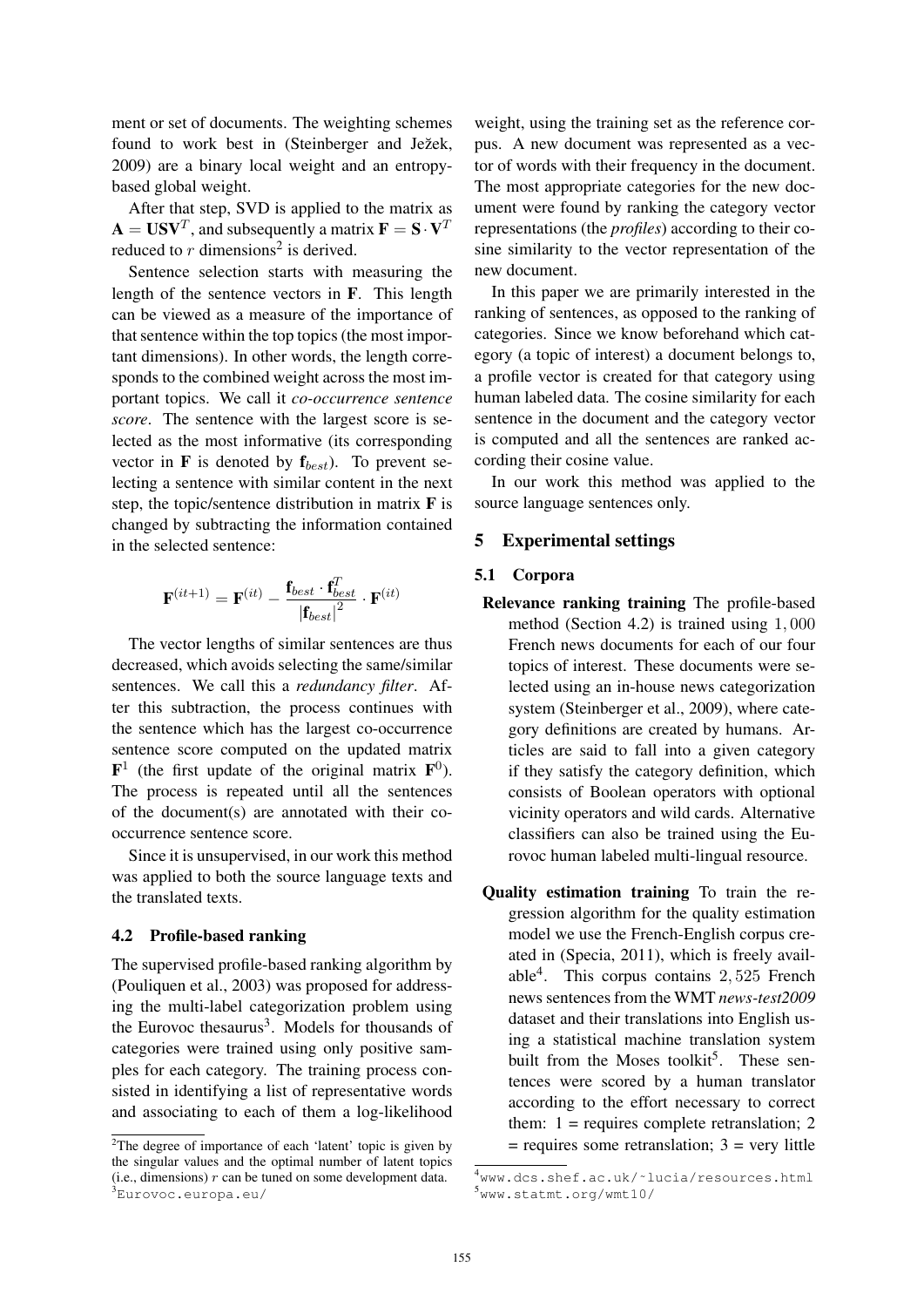ment or set of documents. The weighting schemes found to work best in (Steinberger and Ježek, 2009) are a binary local weight and an entropy-based global weight.

After that step, SVD is applied to the matrix as $\mathbf{A} = \mathbf{U}\mathbf{S}\mathbf{V}^T$, and subsequently a matrix $\mathbf{F} = \mathbf{S} \cdot \mathbf{V}^T$ reduced to $r$ dimensions[2] is derived.

Sentence selection starts with measuring the length of the sentence vectors in $\mathbf{F}$. This length can be viewed as a measure of the importance of that sentence within the top topics (the most important dimensions). In other words, the length corresponds to the combined weight across the most important topics. We call it *co-occurrence sentence score*. The sentence with the largest score is selected as the most informative (its corresponding vector in $\mathbf{F}$ is denoted by $\mathbf{f}_{best}$). To prevent selecting a sentence with similar content in the next step, the topic/sentence distribution in matrix $\mathbf{F}$ is changed by subtracting the information contained in the selected sentence:

$$\mathbf{F}^{(it+1)} = \mathbf{F}^{(it)} - \frac{\mathbf{f}_{best} \cdot \mathbf{f}_{best}^T}{|\mathbf{f}_{best}|^2} \cdot \mathbf{F}^{(it)}$$

The vector lengths of similar sentences are thus decreased, which avoids selecting the same/similar sentences. We call this a *redundancy filter*. After this subtraction, the process continues with the sentence which has the largest co-occurrence sentence score computed on the updated matrix $\mathbf{F}^1$ (the first update of the original matrix $\mathbf{F}^0$). The process is repeated until all the sentences of the document(s) are annotated with their co-occurrence sentence score.

Since it is unsupervised, in our work this method was applied to both the source language texts and the translated texts.

### 4.2 Profile-based ranking

The supervised profile-based ranking algorithm by (Pouliquen et al., 2003) was proposed for addressing the multi-label categorization problem using the Eurovoc thesaurus[3]. Models for thousands of categories were trained using only positive samples for each category. The training process consisted in identifying a list of representative words and associating to each of them a log-likelihood weight, using the training set as the reference corpus. A new document was represented as a vector of words with their frequency in the document. The most appropriate categories for the new document were found by ranking the category vector representations (the *profiles*) according to their cosine similarity to the vector representation of the new document.

In this paper we are primarily interested in the ranking of sentences, as opposed to the ranking of categories. Since we know beforehand which category (a topic of interest) a document belongs to, a profile vector is created for that category using human labeled data. The cosine similarity for each sentence in the document and the category vector is computed and all the sentences are ranked according their cosine value.

In our work this method was applied to the source language sentences only.

## 5 Experimental settings

### 5.1 Corpora

**Relevance ranking training** The profile-based method (Section 4.2) is trained using $1,000$ French news documents for each of our four topics of interest. These documents were selected using an in-house news categorization system (Steinberger et al., 2009), where category definitions are created by humans. Articles are said to fall into a given category if they satisfy the category definition, which consists of Boolean operators with optional vicinity operators and wild cards. Alternative classifiers can also be trained using the Eurovoc human labeled multi-lingual resource.

**Quality estimation training** To train the regression algorithm for the quality estimation model we use the French-English corpus created in (Specia, 2011), which is freely available[4]. This corpus contains $2,525$ French news sentences from the WMT *news-test2009* dataset and their translations into English using a statistical machine translation system built from the Moses toolkit[5]. These sentences were scored by a human translator according to the effort necessary to correct them: 1 = requires complete retranslation; 2 = requires some retranslation; 3 = very little

[2] The degree of importance of each 'latent' topic is given by the singular values and the optimal number of latent topics (i.e., dimensions) $r$ can be tuned on some development data.

[3] Eurovoc.europa.eu/

[4] www.dcs.shef.ac.uk/~lucia/resources.html

[5] www.statmt.org/wmt10/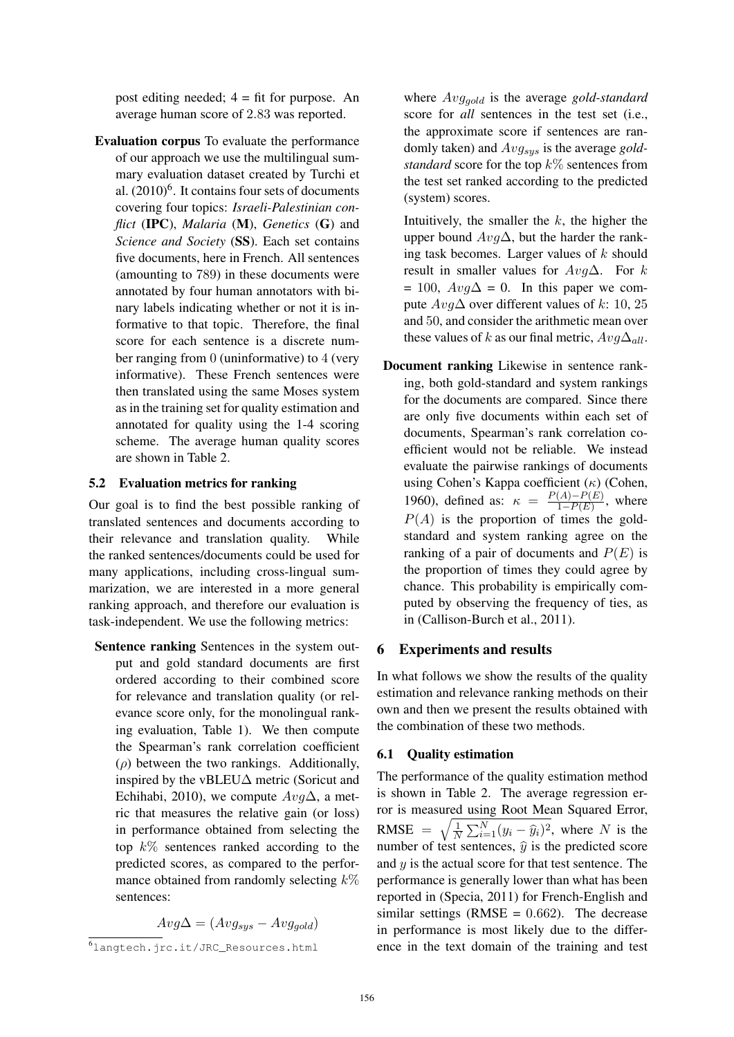post editing needed; 4 = fit for purpose. An average human score of 2.83 was reported.

**Evaluation corpus** To evaluate the performance of our approach we use the multilingual summary evaluation dataset created by Turchi et al. (2010)[6]. It contains four sets of documents covering four topics: *Israeli-Palestinian conflict* (**IPC**), *Malaria* (**M**), *Genetics* (**G**) and *Science and Society* (**SS**). Each set contains five documents, here in French. All sentences (amounting to 789) in these documents were annotated by four human annotators with binary labels indicating whether or not it is informative to that topic. Therefore, the final score for each sentence is a discrete number ranging from 0 (uninformative) to 4 (very informative). These French sentences were then translated using the same Moses system as in the training set for quality estimation and annotated for quality using the 1-4 scoring scheme. The average human quality scores are shown in Table 2.

## 5.2 Evaluation metrics for ranking

Our goal is to find the best possible ranking of translated sentences and documents according to their relevance and translation quality. While the ranked sentences/documents could be used for many applications, including cross-lingual summarization, we are interested in a more general ranking approach, and therefore our evaluation is task-independent. We use the following metrics:

**Sentence ranking** Sentences in the system output and gold standard documents are first ordered according to their combined score for relevance and translation quality (or relevance score only, for the monolingual ranking evaluation, Table 1). We then compute the Spearman's rank correlation coefficient ($\rho$) between the two rankings. Additionally, inspired by the vBLEU$\Delta$ metric (Soricut and Echihabi, 2010), we compute $Avg\Delta$, a metric that measures the relative gain (or loss) in performance obtained from selecting the top $k\%$ sentences ranked according to the predicted scores, as compared to the performance obtained from randomly selecting $k\%$ sentences:

$$Avg\Delta = (Avg_{sys} - Avg_{gold})$$

where $Avg_{gold}$ is the average *gold-standard* score for *all* sentences in the test set (i.e., the approximate score if sentences are randomly taken) and $Avg_{sys}$ is the average *gold-standard* score for the top $k\%$ sentences from the test set ranked according to the predicted (system) scores.

Intuitively, the smaller the $k$, the higher the upper bound $Avg\Delta$, but the harder the ranking task becomes. Larger values of $k$ should result in smaller values for $Avg\Delta$. For $k$ = 100, $Avg\Delta$ = 0. In this paper we compute $Avg\Delta$ over different values of $k$: 10, 25 and 50, and consider the arithmetic mean over these values of $k$ as our final metric, $Avg\Delta_{all}$.

**Document ranking** Likewise in sentence ranking, both gold-standard and system rankings for the documents are compared. Since there are only five documents within each set of documents, Spearman's rank correlation coefficient would not be reliable. We instead evaluate the pairwise rankings of documents using Cohen's Kappa coefficient ($\kappa$) (Cohen, 1960), defined as: $\kappa = \frac{P(A)-P(E)}{1-P(E)}$, where $P(A)$ is the proportion of times the gold-standard and system ranking agree on the ranking of a pair of documents and $P(E)$ is the proportion of times they could agree by chance. This probability is empirically computed by observing the frequency of ties, as in (Callison-Burch et al., 2011).

# 6 Experiments and results

In what follows we show the results of the quality estimation and relevance ranking methods on their own and then we present the results obtained with the combination of these two methods.

## 6.1 Quality estimation

The performance of the quality estimation method is shown in Table 2. The average regression error is measured using Root Mean Squared Error, RMSE $= \sqrt{\frac{1}{N}\sum_{i=1}^{N}(y_i - \hat{y}_i)^2}$, where $N$ is the number of test sentences, $\hat{y}$ is the predicted score and $y$ is the actual score for that test sentence. The performance is generally lower than what has been reported in (Specia, 2011) for French-English and similar settings (RMSE = 0.662). The decrease in performance is most likely due to the difference in the text domain of the training and test

[6] langtech.jrc.it/JRC_Resources.html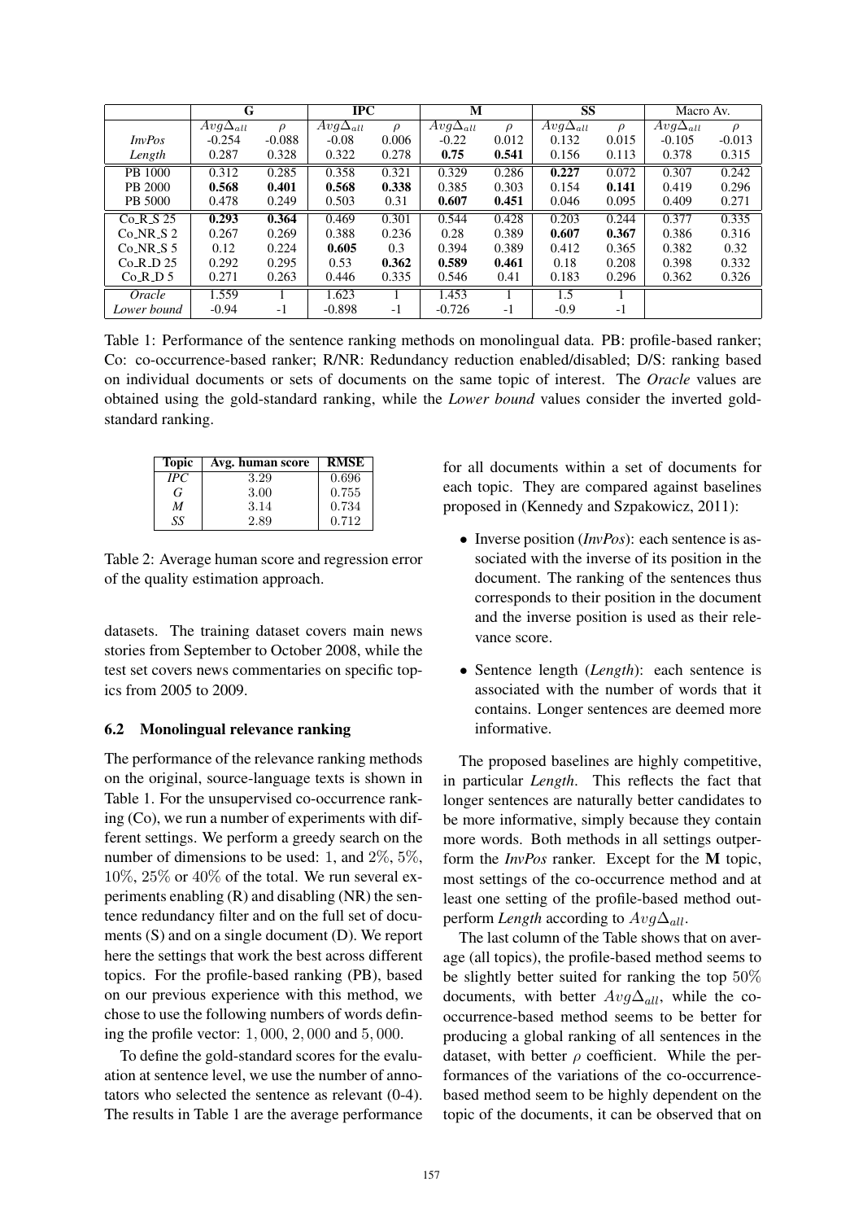| | **G** | | **IPC** | | **M** | | **SS** | | Macro Av. | |
|---|---|---|---|---|---|---|---|---|---|---|
| | $Avg\Delta_{all}$ | $\rho$ | $Avg\Delta_{all}$ | $\rho$ | $Avg\Delta_{all}$ | $\rho$ | $Avg\Delta_{all}$ | $\rho$ | $Avg\Delta_{all}$ | $\rho$ |
| *InvPos* | -0.254 | -0.088 | -0.08 | 0.006 | -0.22 | 0.012 | 0.132 | 0.015 | -0.105 | -0.013 |
| *Length* | 0.287 | 0.328 | 0.322 | 0.278 | **0.75** | **0.541** | 0.156 | 0.113 | 0.378 | 0.315 |
| PB 1000 | 0.312 | 0.285 | 0.358 | 0.321 | 0.329 | 0.286 | **0.227** | 0.072 | 0.307 | 0.242 |
| PB 2000 | **0.568** | **0.401** | **0.568** | **0.338** | 0.385 | 0.303 | 0.154 | **0.141** | 0.419 | 0.296 |
| PB 5000 | 0.478 | 0.249 | 0.503 | 0.31 | **0.607** | **0.451** | 0.046 | 0.095 | 0.409 | 0.271 |
| Co_R_S 25 | **0.293** | **0.364** | 0.469 | 0.301 | 0.544 | 0.428 | 0.203 | 0.244 | 0.377 | 0.335 |
| Co_NR_S 2 | 0.267 | 0.269 | 0.388 | 0.236 | 0.28 | 0.389 | **0.607** | **0.367** | 0.386 | 0.316 |
| Co_NR_S 5 | 0.12 | 0.224 | **0.605** | 0.3 | 0.394 | 0.389 | 0.412 | 0.365 | 0.382 | 0.32 |
| Co_R_D 25 | 0.292 | 0.295 | 0.53 | **0.362** | **0.589** | **0.461** | 0.18 | 0.208 | 0.398 | 0.332 |
| Co_R_D 5 | 0.271 | 0.263 | 0.446 | 0.335 | 0.546 | 0.41 | 0.183 | 0.296 | 0.362 | 0.326 |
| *Oracle* | 1.559 | 1 | 1.623 | 1 | 1.453 | 1 | 1.5 | 1 | | |
| *Lower bound* | -0.94 | -1 | -0.898 | -1 | -0.726 | -1 | -0.9 | -1 | | |

Table 1: Performance of the sentence ranking methods on monolingual data. PB: profile-based ranker; Co: co-occurrence-based ranker; R/NR: Redundancy reduction enabled/disabled; D/S: ranking based on individual documents or sets of documents on the same topic of interest. The *Oracle* values are obtained using the gold-standard ranking, while the *Lower bound* values consider the inverted gold-standard ranking.

| Topic | Avg. human score | RMSE |
|---|---|---|
| *IPC* | 3.29 | 0.696 |
| *G* | 3.00 | 0.755 |
| *M* | 3.14 | 0.734 |
| *SS* | 2.89 | 0.712 |

Table 2: Average human score and regression error of the quality estimation approach.

datasets. The training dataset covers main news stories from September to October 2008, while the test set covers news commentaries on specific topics from 2005 to 2009.

### 6.2 Monolingual relevance ranking

The performance of the relevance ranking methods on the original, source-language texts is shown in Table 1. For the unsupervised co-occurrence ranking (Co), we run a number of experiments with different settings. We perform a greedy search on the number of dimensions to be used: 1, and $2\%$, $5\%$, $10\%$, $25\%$ or $40\%$ of the total. We run several experiments enabling (R) and disabling (NR) the sentence redundancy filter and on the full set of documents (S) and on a single document (D). We report here the settings that work the best across different topics. For the profile-based ranking (PB), based on our previous experience with this method, we chose to use the following numbers of words defining the profile vector: $1,000$, $2,000$ and $5,000$.

To define the gold-standard scores for the evaluation at sentence level, we use the number of annotators who selected the sentence as relevant (0-4). The results in Table 1 are the average performance for all documents within a set of documents for each topic. They are compared against baselines proposed in (Kennedy and Szpakowicz, 2011):

- Inverse position (*InvPos*): each sentence is associated with the inverse of its position in the document. The ranking of the sentences thus corresponds to their position in the document and the inverse position is used as their relevance score.
- Sentence length (*Length*): each sentence is associated with the number of words that it contains. Longer sentences are deemed more informative.

The proposed baselines are highly competitive, in particular *Length*. This reflects the fact that longer sentences are naturally better candidates to be more informative, simply because they contain more words. Both methods in all settings outperform the *InvPos* ranker. Except for the **M** topic, most settings of the co-occurrence method and at least one setting of the profile-based method outperform *Length* according to $Avg\Delta_{all}$.

The last column of the Table shows that on average (all topics), the profile-based method seems to be slightly better suited for ranking the top $50\%$ documents, with better $Avg\Delta_{all}$, while the co-occurrence-based method seems to be better for producing a global ranking of all sentences in the dataset, with better $\rho$ coefficient. While the performances of the variations of the co-occurrence-based method seem to be highly dependent on the topic of the documents, it can be observed that on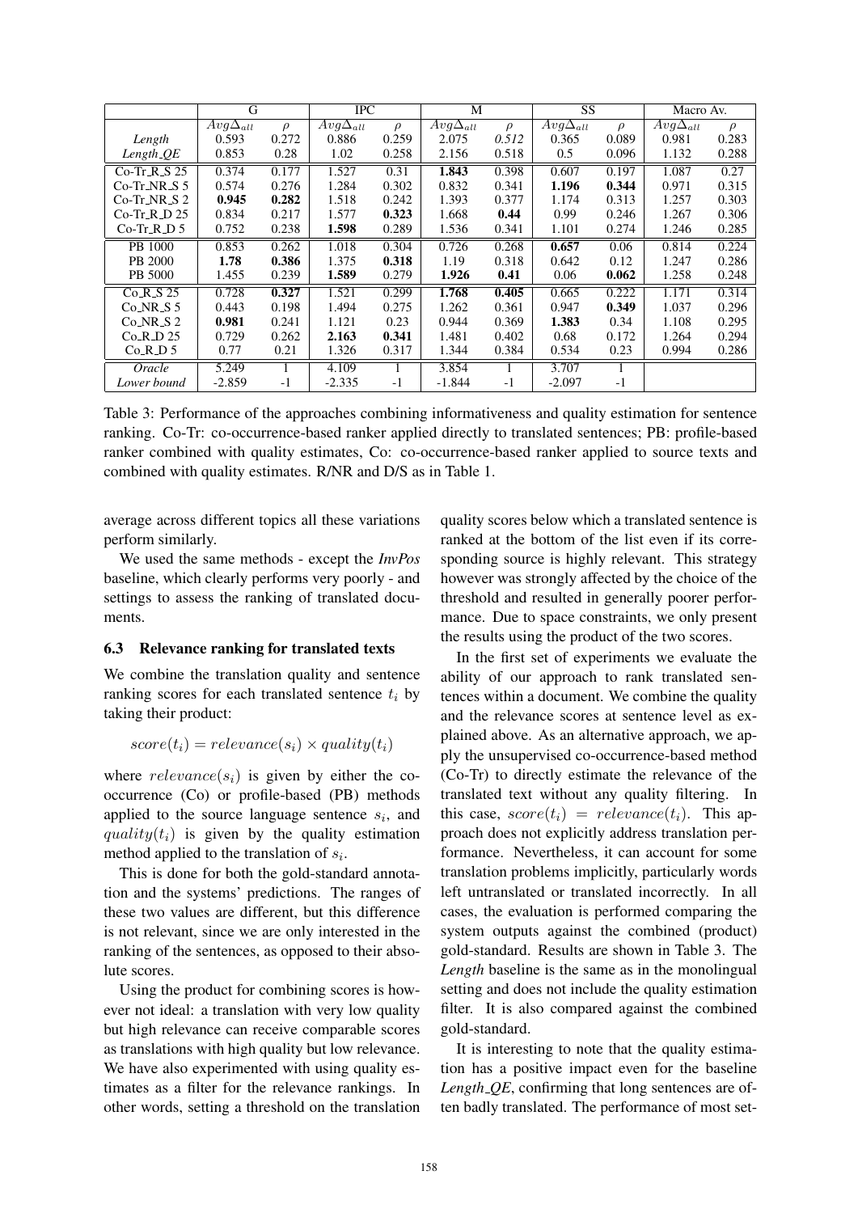|  | G |  | IPC |  | M |  | SS |  | Macro Av. |  |
|---|---|---|---|---|---|---|---|---|---|---|
|  | $Avg\Delta_{all}$ | $\rho$ | $Avg\Delta_{all}$ | $\rho$ | $Avg\Delta_{all}$ | $\rho$ | $Avg\Delta_{all}$ | $\rho$ | $Avg\Delta_{all}$ | $\rho$ |
| *Length* | 0.593 | 0.272 | 0.886 | 0.259 | 2.075 | *0.512* | 0.365 | 0.089 | 0.981 | 0.283 |
| *Length_QE* | 0.853 | 0.28 | 1.02 | 0.258 | 2.156 | 0.518 | 0.5 | 0.096 | 1.132 | 0.288 |
| Co-Tr_R_S 25 | 0.374 | 0.177 | 1.527 | 0.31 | **1.843** | 0.398 | 0.607 | 0.197 | 1.087 | 0.27 |
| Co-Tr_NR_S 5 | 0.574 | 0.276 | 1.284 | 0.302 | 0.832 | 0.341 | **1.196** | **0.344** | 0.971 | 0.315 |
| Co-Tr_NR_S 2 | **0.945** | **0.282** | 1.518 | 0.242 | 1.393 | 0.377 | 1.174 | 0.313 | 1.257 | 0.303 |
| Co-Tr_R_D 25 | 0.834 | 0.217 | 1.577 | **0.323** | 1.668 | **0.44** | 0.99 | 0.246 | 1.267 | 0.306 |
| Co-Tr_R_D 5 | 0.752 | 0.238 | **1.598** | 0.289 | 1.536 | 0.341 | 1.101 | 0.274 | 1.246 | 0.285 |
| PB 1000 | 0.853 | 0.262 | 1.018 | 0.304 | 0.726 | 0.268 | **0.657** | 0.06 | 0.814 | 0.224 |
| PB 2000 | **1.78** | **0.386** | 1.375 | **0.318** | 1.19 | 0.318 | 0.642 | 0.12 | 1.247 | 0.286 |
| PB 5000 | 1.455 | 0.239 | **1.589** | 0.279 | **1.926** | **0.41** | 0.06 | **0.062** | 1.258 | 0.248 |
| Co_R_S 25 | 0.728 | **0.327** | 1.521 | 0.299 | **1.768** | **0.405** | 0.665 | 0.222 | 1.171 | 0.314 |
| Co_NR_S 5 | 0.443 | 0.198 | 1.494 | 0.275 | 1.262 | 0.361 | 0.947 | **0.349** | 1.037 | 0.296 |
| Co_NR_S 2 | **0.981** | 0.241 | 1.121 | 0.23 | 0.944 | 0.369 | **1.383** | 0.34 | 1.108 | 0.295 |
| Co_R_D 25 | 0.729 | 0.262 | **2.163** | **0.341** | 1.481 | 0.402 | 0.68 | 0.172 | 1.264 | 0.294 |
| Co_R_D 5 | 0.77 | 0.21 | 1.326 | 0.317 | 1.344 | 0.384 | 0.534 | 0.23 | 0.994 | 0.286 |
| *Oracle* | 5.249 | 1 | 4.109 | 1 | 3.854 | 1 | 3.707 | 1 |  |  |
| *Lower bound* | -2.859 | -1 | -2.335 | -1 | -1.844 | -1 | -2.097 | -1 |  |  |

Table 3: Performance of the approaches combining informativeness and quality estimation for sentence ranking. Co-Tr: co-occurrence-based ranker applied directly to translated sentences; PB: profile-based ranker combined with quality estimates, Co: co-occurrence-based ranker applied to source texts and combined with quality estimates. R/NR and D/S as in Table 1.

average across different topics all these variations perform similarly.

We used the same methods - except the *InvPos* baseline, which clearly performs very poorly - and settings to assess the ranking of translated documents.

### 6.3 Relevance ranking for translated texts

We combine the translation quality and sentence ranking scores for each translated sentence $t_i$ by taking their product:

$$score(t_i) = relevance(s_i) \times quality(t_i)$$

where $relevance(s_i)$ is given by either the co-occurrence (Co) or profile-based (PB) methods applied to the source language sentence $s_i$, and $quality(t_i)$ is given by the quality estimation method applied to the translation of $s_i$.

This is done for both the gold-standard annotation and the systems' predictions. The ranges of these two values are different, but this difference is not relevant, since we are only interested in the ranking of the sentences, as opposed to their absolute scores.

Using the product for combining scores is however not ideal: a translation with very low quality but high relevance can receive comparable scores as translations with high quality but low relevance. We have also experimented with using quality estimates as a filter for the relevance rankings. In other words, setting a threshold on the translation quality scores below which a translated sentence is ranked at the bottom of the list even if its corresponding source is highly relevant. This strategy however was strongly affected by the choice of the threshold and resulted in generally poorer performance. Due to space constraints, we only present the results using the product of the two scores.

In the first set of experiments we evaluate the ability of our approach to rank translated sentences within a document. We combine the quality and the relevance scores at sentence level as explained above. As an alternative approach, we apply the unsupervised co-occurrence-based method (Co-Tr) to directly estimate the relevance of the translated text without any quality filtering. In this case, $score(t_i) = relevance(t_i)$. This approach does not explicitly address translation performance. Nevertheless, it can account for some translation problems implicitly, particularly words left untranslated or translated incorrectly. In all cases, the evaluation is performed comparing the system outputs against the combined (product) gold-standard. Results are shown in Table 3. The *Length* baseline is the same as in the monolingual setting and does not include the quality estimation filter. It is also compared against the combined gold-standard.

It is interesting to note that the quality estimation has a positive impact even for the baseline *Length_QE*, confirming that long sentences are often badly translated. The performance of most set-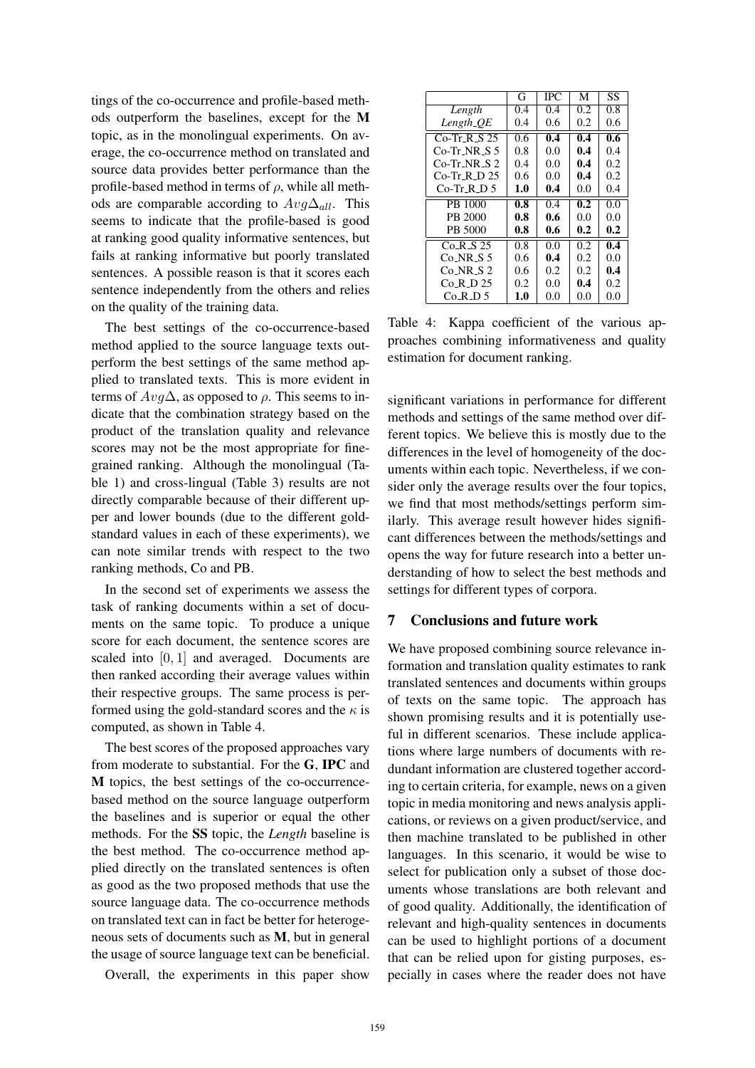tings of the co-occurrence and profile-based methods outperform the baselines, except for the **M** topic, as in the monolingual experiments. On average, the co-occurrence method on translated and source data provides better performance than the profile-based method in terms of $\rho$, while all methods are comparable according to $Avg\Delta_{all}$. This seems to indicate that the profile-based is good at ranking good quality informative sentences, but fails at ranking informative but poorly translated sentences. A possible reason is that it scores each sentence independently from the others and relies on the quality of the training data.

The best settings of the co-occurrence-based method applied to the source language texts outperform the best settings of the same method applied to translated texts. This is more evident in terms of $Avg\Delta$, as opposed to $\rho$. This seems to indicate that the combination strategy based on the product of the translation quality and relevance scores may not be the most appropriate for fine-grained ranking. Although the monolingual (Table 1) and cross-lingual (Table 3) results are not directly comparable because of their different upper and lower bounds (due to the different gold-standard values in each of these experiments), we can note similar trends with respect to the two ranking methods, Co and PB.

In the second set of experiments we assess the task of ranking documents within a set of documents on the same topic. To produce a unique score for each document, the sentence scores are scaled into $[0, 1]$ and averaged. Documents are then ranked according their average values within their respective groups. The same process is performed using the gold-standard scores and the $\kappa$ is computed, as shown in Table 4.

The best scores of the proposed approaches vary from moderate to substantial. For the **G**, **IPC** and **M** topics, the best settings of the co-occurrence-based method on the source language outperform the baselines and is superior or equal the other methods. For the **SS** topic, the *Length* baseline is the best method. The co-occurrence method applied directly on the translated sentences is often as good as the two proposed methods that use the source language data. The co-occurrence methods on translated text can in fact be better for heterogeneous sets of documents such as **M**, but in general the usage of source language text can be beneficial.

Overall, the experiments in this paper show

| | G | IPC | M | SS |
|---|---|---|---|---|
| *Length* | 0.4 | 0.4 | 0.2 | 0.8 |
| *Length_QE* | 0.4 | 0.6 | 0.2 | 0.6 |
| Co-Tr_R_S 25 | 0.6 | **0.4** | **0.4** | **0.6** |
| Co-Tr_NR_S 5 | 0.8 | 0.0 | **0.4** | 0.4 |
| Co-Tr_NR_S 2 | 0.4 | 0.0 | **0.4** | 0.2 |
| Co-Tr_R_D 25 | 0.6 | 0.0 | **0.4** | 0.2 |
| Co-Tr_R_D 5 | **1.0** | **0.4** | 0.0 | 0.4 |
| PB 1000 | **0.8** | 0.4 | **0.2** | 0.0 |
| PB 2000 | **0.8** | **0.6** | 0.0 | 0.0 |
| PB 5000 | **0.8** | **0.6** | **0.2** | **0.2** |
| Co_R_S 25 | 0.8 | 0.0 | 0.2 | **0.4** |
| Co_NR_S 5 | 0.6 | **0.4** | 0.2 | 0.0 |
| Co_NR_S 2 | 0.6 | 0.2 | 0.2 | **0.4** |
| Co_R_D 25 | 0.2 | 0.0 | **0.4** | 0.2 |
| Co_R_D 5 | **1.0** | 0.0 | 0.0 | 0.0 |

Table 4: Kappa coefficient of the various approaches combining informativeness and quality estimation for document ranking.

significant variations in performance for different methods and settings of the same method over different topics. We believe this is mostly due to the differences in the level of homogeneity of the documents within each topic. Nevertheless, if we consider only the average results over the four topics, we find that most methods/settings perform similarly. This average result however hides significant differences between the methods/settings and opens the way for future research into a better understanding of how to select the best methods and settings for different types of corpora.

## 7 Conclusions and future work

We have proposed combining source relevance information and translation quality estimates to rank translated sentences and documents within groups of texts on the same topic. The approach has shown promising results and it is potentially useful in different scenarios. These include applications where large numbers of documents with redundant information are clustered together according to certain criteria, for example, news on a given topic in media monitoring and news analysis applications, or reviews on a given product/service, and then machine translated to be published in other languages. In this scenario, it would be wise to select for publication only a subset of those documents whose translations are both relevant and of good quality. Additionally, the identification of relevant and high-quality sentences in documents can be used to highlight portions of a document that can be relied upon for gisting purposes, especially in cases where the reader does not have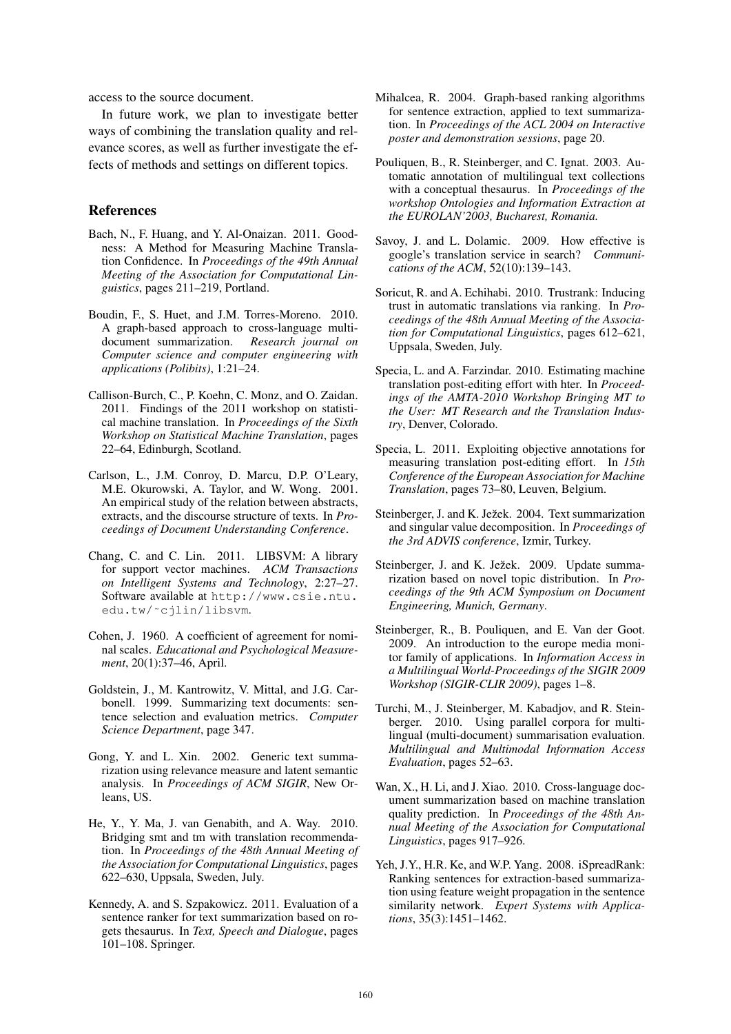access to the source document.

In future work, we plan to investigate better ways of combining the translation quality and relevance scores, as well as further investigate the effects of methods and settings on different topics.

## References

Bach, N., F. Huang, and Y. Al-Onaizan. 2011. Goodness: A Method for Measuring Machine Translation Confidence. In *Proceedings of the 49th Annual Meeting of the Association for Computational Linguistics*, pages 211–219, Portland.

Boudin, F., S. Huet, and J.M. Torres-Moreno. 2010. A graph-based approach to cross-language multi-document summarization. *Research journal on Computer science and computer engineering with applications (Polibits)*, 1:21–24.

Callison-Burch, C., P. Koehn, C. Monz, and O. Zaidan. 2011. Findings of the 2011 workshop on statistical machine translation. In *Proceedings of the Sixth Workshop on Statistical Machine Translation*, pages 22–64, Edinburgh, Scotland.

Carlson, L., J.M. Conroy, D. Marcu, D.P. O'Leary, M.E. Okurowski, A. Taylor, and W. Wong. 2001. An empirical study of the relation between abstracts, extracts, and the discourse structure of texts. In *Proceedings of Document Understanding Conference*.

Chang, C. and C. Lin. 2011. LIBSVM: A library for support vector machines. *ACM Transactions on Intelligent Systems and Technology*, 2:27–27. Software available at `http://www.csie.ntu.edu.tw/~cjlin/libsvm`.

Cohen, J. 1960. A coefficient of agreement for nominal scales. *Educational and Psychological Measurement*, 20(1):37–46, April.

Goldstein, J., M. Kantrowitz, V. Mittal, and J.G. Carbonell. 1999. Summarizing text documents: sentence selection and evaluation metrics. *Computer Science Department*, page 347.

Gong, Y. and L. Xin. 2002. Generic text summarization using relevance measure and latent semantic analysis. In *Proceedings of ACM SIGIR*, New Orleans, US.

He, Y., Y. Ma, J. van Genabith, and A. Way. 2010. Bridging smt and tm with translation recommendation. In *Proceedings of the 48th Annual Meeting of the Association for Computational Linguistics*, pages 622–630, Uppsala, Sweden, July.

Kennedy, A. and S. Szpakowicz. 2011. Evaluation of a sentence ranker for text summarization based on rogets thesaurus. In *Text, Speech and Dialogue*, pages 101–108. Springer.

Mihalcea, R. 2004. Graph-based ranking algorithms for sentence extraction, applied to text summarization. In *Proceedings of the ACL 2004 on Interactive poster and demonstration sessions*, page 20.

Pouliquen, B., R. Steinberger, and C. Ignat. 2003. Automatic annotation of multilingual text collections with a conceptual thesaurus. In *Proceedings of the workshop Ontologies and Information Extraction at the EUROLAN'2003, Bucharest, Romania.*

Savoy, J. and L. Dolamic. 2009. How effective is google's translation service in search? *Communications of the ACM*, 52(10):139–143.

Soricut, R. and A. Echihabi. 2010. Trustrank: Inducing trust in automatic translations via ranking. In *Proceedings of the 48th Annual Meeting of the Association for Computational Linguistics*, pages 612–621, Uppsala, Sweden, July.

Specia, L. and A. Farzindar. 2010. Estimating machine translation post-editing effort with hter. In *Proceedings of the AMTA-2010 Workshop Bringing MT to the User: MT Research and the Translation Industry*, Denver, Colorado.

Specia, L. 2011. Exploiting objective annotations for measuring translation post-editing effort. In *15th Conference of the European Association for Machine Translation*, pages 73–80, Leuven, Belgium.

Steinberger, J. and K. Ježek. 2004. Text summarization and singular value decomposition. In *Proceedings of the 3rd ADVIS conference*, Izmir, Turkey.

Steinberger, J. and K. Ježek. 2009. Update summarization based on novel topic distribution. In *Proceedings of the 9th ACM Symposium on Document Engineering, Munich, Germany*.

Steinberger, R., B. Pouliquen, and E. Van der Goot. 2009. An introduction to the europe media monitor family of applications. In *Information Access in a Multilingual World-Proceedings of the SIGIR 2009 Workshop (SIGIR-CLIR 2009)*, pages 1–8.

Turchi, M., J. Steinberger, M. Kabadjov, and R. Steinberger. 2010. Using parallel corpora for multilingual (multi-document) summarisation evaluation. *Multilingual and Multimodal Information Access Evaluation*, pages 52–63.

Wan, X., H. Li, and J. Xiao. 2010. Cross-language document summarization based on machine translation quality prediction. In *Proceedings of the 48th Annual Meeting of the Association for Computational Linguistics*, pages 917–926.

Yeh, J.Y., H.R. Ke, and W.P. Yang. 2008. iSpreadRank: Ranking sentences for extraction-based summarization using feature weight propagation in the sentence similarity network. *Expert Systems with Applications*, 35(3):1451–1462.